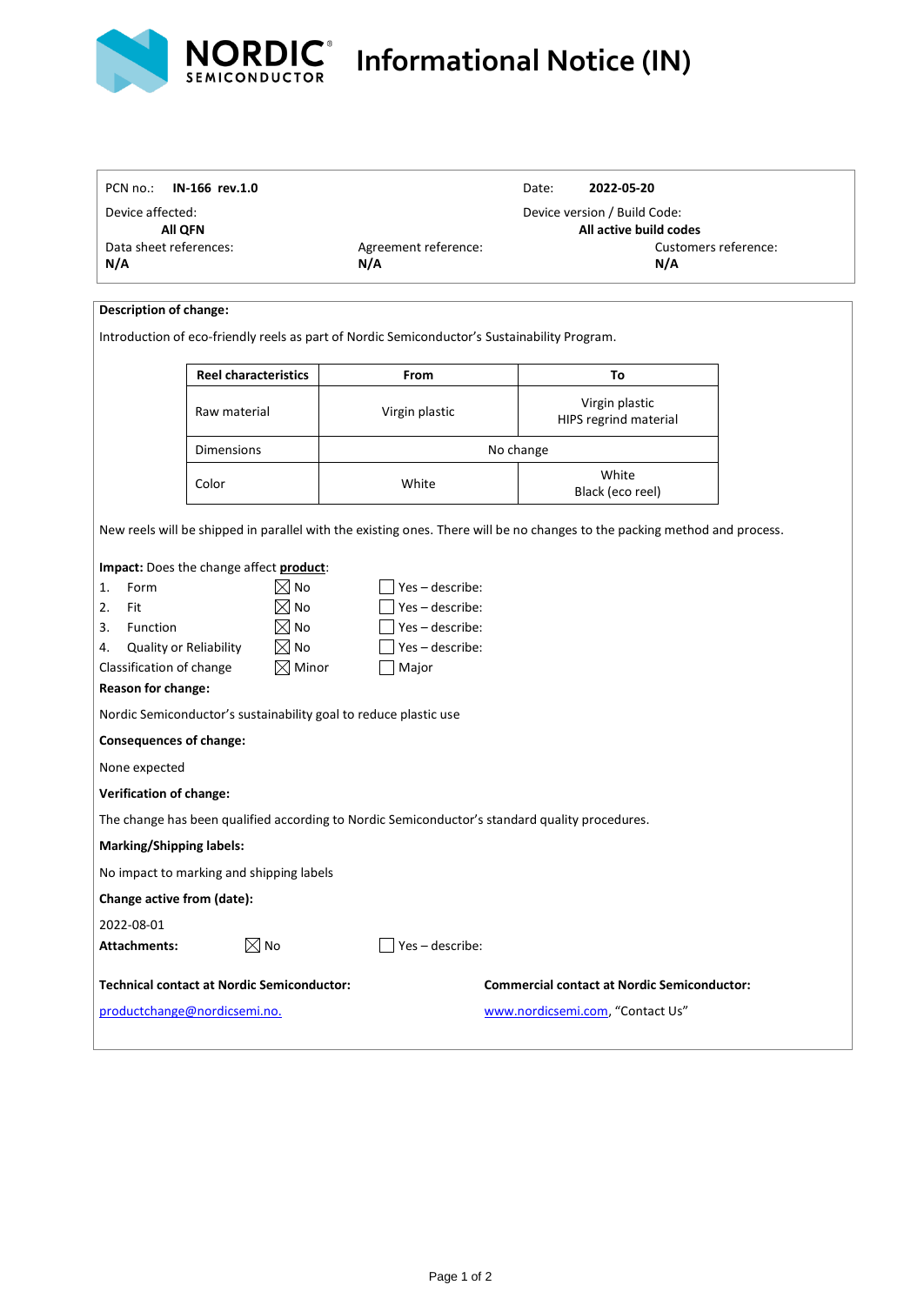# Informational Notice (IN)

| PCN no.: **IN-166 rev.1.0** | | Date: **2022-05-20** |
|---|---|---|
| Device affected: **All QFN** | | Device version / Build Code: **All active build codes** |
| Data sheet references: **N/A** | Agreement reference: **N/A** | Customers reference: **N/A** |

**Description of change:**

Introduction of eco-friendly reels as part of Nordic Semiconductor's Sustainability Program.

| Reel characteristics | From | To |
|---|---|---|
| Raw material | Virgin plastic | Virgin plastic<br>HIPS regrind material |
| Dimensions | No change | |
| Color | White | White<br>Black (eco reel) |

New reels will be shipped in parallel with the existing ones. There will be no changes to the packing method and process.

**Impact:** Does the change affect **product**:

1. Form ☒ No ☐ Yes – describe:
2. Fit ☒ No ☐ Yes – describe:
3. Function ☒ No ☐ Yes – describe:
4. Quality or Reliability ☒ No ☐ Yes – describe:

Classification of change ☒ Minor ☐ Major

**Reason for change:**

Nordic Semiconductor's sustainability goal to reduce plastic use

**Consequences of change:**

None expected

**Verification of change:**

The change has been qualified according to Nordic Semiconductor's standard quality procedures.

**Marking/Shipping labels:**

No impact to marking and shipping labels

**Change active from (date):**

2022-08-01

**Attachments:** ☒ No ☐ Yes – describe:

**Technical contact at Nordic Semiconductor:**

productchange@nordicsemi.no.

**Commercial contact at Nordic Semiconductor:**

www.nordicsemi.com, "Contact Us"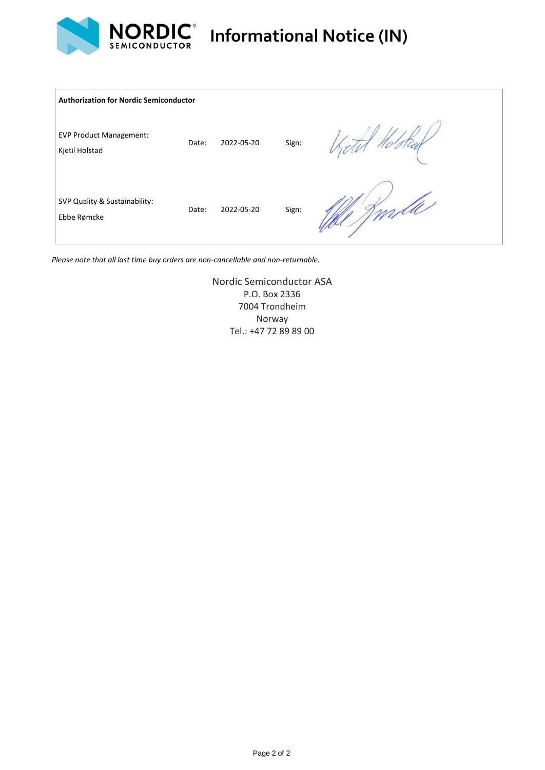# Informational Notice (IN)

| **Authorization for Nordic Semiconductor** | | | | |
| --- | --- | --- | --- | --- |
| EVP Product Management: Kjetil Holstad | Date: | 2022-05-20 | Sign: | |
| SVP Quality & Sustainability: Ebbe Rømcke | Date: | 2022-05-20 | Sign: | |

*Please note that all last time buy orders are non-cancellable and non-returnable.*

Nordic Semiconductor ASA
P.O. Box 2336
7004 Trondheim
Norway
Tel.: +47 72 89 89 00